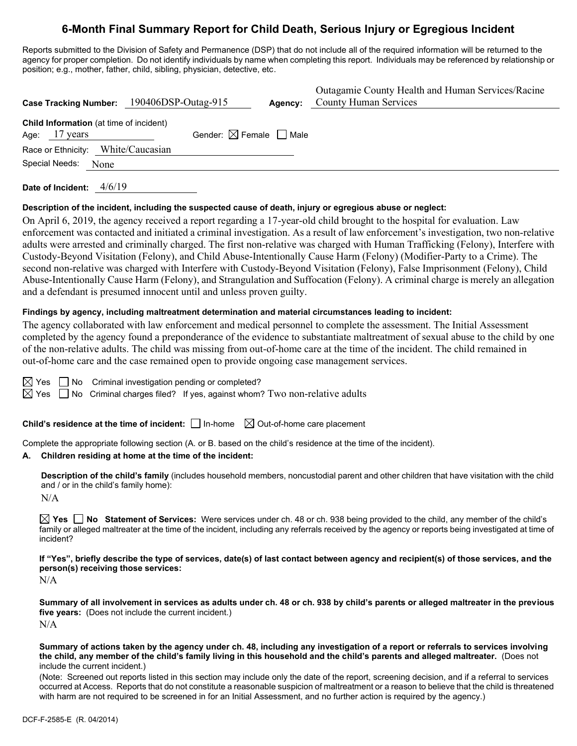# 6-Month Final Summary Report for Child Death, Serious Injury or Egregious Incident

Reports submitted to the Division of Safety and Permanence (DSP) that do not include all of the required information will be returned to the agency for proper completion. Do not identify individuals by name when completing this report. Individuals may be referenced by relationship or position; e.g., mother, father, child, sibling, physician, detective, etc.

**Case Tracking Number:** 190406DSP-Outag-915 **Agency:** Outagamie County Health and Human Services/Racine County Human Services

**Child Information** (at time of incident)

Age: 17 years Gender: ☒ Female ☐ Male

Race or Ethnicity: White/Caucasian

Special Needs: None

**Date of Incident:** 4/6/19

**Description of the incident, including the suspected cause of death, injury or egregious abuse or neglect:**

On April 6, 2019, the agency received a report regarding a 17-year-old child brought to the hospital for evaluation. Law enforcement was contacted and initiated a criminal investigation. As a result of law enforcement's investigation, two non-relative adults were arrested and criminally charged. The first non-relative was charged with Human Trafficking (Felony), Interfere with Custody-Beyond Visitation (Felony), and Child Abuse-Intentionally Cause Harm (Felony) (Modifier-Party to a Crime). The second non-relative was charged with Interfere with Custody-Beyond Visitation (Felony), False Imprisonment (Felony), Child Abuse-Intentionally Cause Harm (Felony), and Strangulation and Suffocation (Felony). A criminal charge is merely an allegation and a defendant is presumed innocent until and unless proven guilty.

**Findings by agency, including maltreatment determination and material circumstances leading to incident:**

The agency collaborated with law enforcement and medical personnel to complete the assessment. The Initial Assessment completed by the agency found a preponderance of the evidence to substantiate maltreatment of sexual abuse to the child by one of the non-relative adults. The child was missing from out-of-home care at the time of the incident. The child remained in out-of-home care and the case remained open to provide ongoing case management services.

☒ Yes ☐ No Criminal investigation pending or completed?

☒ Yes ☐ No Criminal charges filed? If yes, against whom? Two non-relative adults

**Child's residence at the time of incident:** ☐ In-home ☒ Out-of-home care placement

Complete the appropriate following section (A. or B. based on the child's residence at the time of the incident).

**A. Children residing at home at the time of the incident:**

**Description of the child's family** (includes household members, noncustodial parent and other children that have visitation with the child and / or in the child's family home):

N/A

☒ **Yes** ☐ **No Statement of Services:** Were services under ch. 48 or ch. 938 being provided to the child, any member of the child's family or alleged maltreater at the time of the incident, including any referrals received by the agency or reports being investigated at time of incident?

**If "Yes", briefly describe the type of services, date(s) of last contact between agency and recipient(s) of those services, and the person(s) receiving those services:**

N/A

**Summary of all involvement in services as adults under ch. 48 or ch. 938 by child's parents or alleged maltreater in the previous five years:** (Does not include the current incident.)

N/A

**Summary of actions taken by the agency under ch. 48, including any investigation of a report or referrals to services involving the child, any member of the child's family living in this household and the child's parents and alleged maltreater.** (Does not include the current incident.)

(Note: Screened out reports listed in this section may include only the date of the report, screening decision, and if a referral to services occurred at Access. Reports that do not constitute a reasonable suspicion of maltreatment or a reason to believe that the child is threatened with harm are not required to be screened in for an Initial Assessment, and no further action is required by the agency.)

DCF-F-2585-E (R. 04/2014)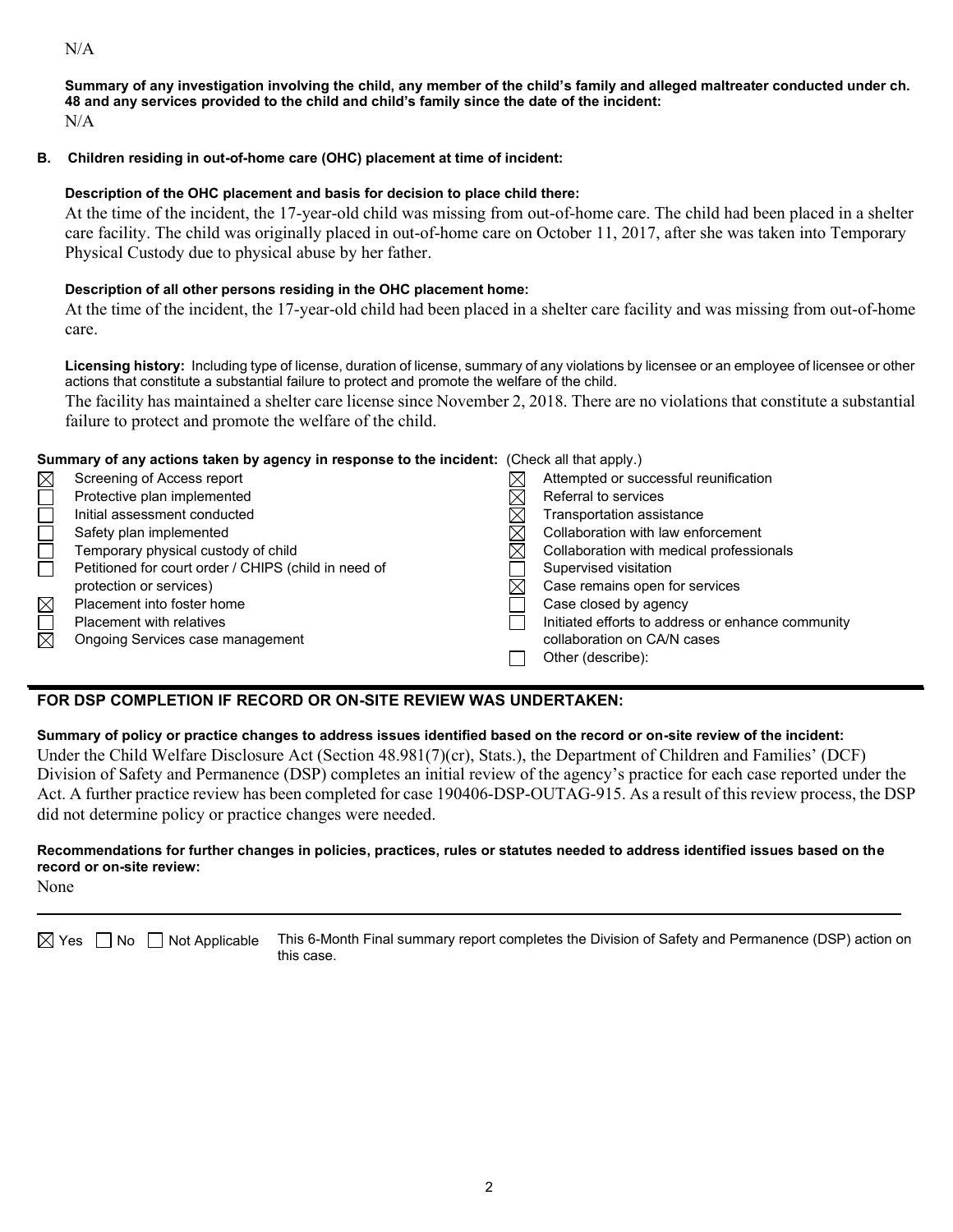N/A

**Summary of any investigation involving the child, any member of the child's family and alleged maltreater conducted under ch. 48 and any services provided to the child and child's family since the date of the incident:**

N/A

**B. Children residing in out-of-home care (OHC) placement at time of incident:**

**Description of the OHC placement and basis for decision to place child there:**

At the time of the incident, the 17-year-old child was missing from out-of-home care. The child had been placed in a shelter care facility. The child was originally placed in out-of-home care on October 11, 2017, after she was taken into Temporary Physical Custody due to physical abuse by her father.

**Description of all other persons residing in the OHC placement home:**

At the time of the incident, the 17-year-old child had been placed in a shelter care facility and was missing from out-of-home care.

**Licensing history:** Including type of license, duration of license, summary of any violations by licensee or an employee of licensee or other actions that constitute a substantial failure to protect and promote the welfare of the child.

The facility has maintained a shelter care license since November 2, 2018. There are no violations that constitute a substantial failure to protect and promote the welfare of the child.

**Summary of any actions taken by agency in response to the incident:** (Check all that apply.)

- ☒ Screening of Access report
- ☐ Protective plan implemented
- ☐ Initial assessment conducted
- ☐ Safety plan implemented
- ☐ Temporary physical custody of child
- ☐ Petitioned for court order / CHIPS (child in need of protection or services)
- ☒ Placement into foster home
- ☐ Placement with relatives
- ☒ Ongoing Services case management
- ☒ Attempted or successful reunification
- ☒ Referral to services
- ☒ Transportation assistance
- ☒ Collaboration with law enforcement
- ☒ Collaboration with medical professionals
- ☐ Supervised visitation
- ☒ Case remains open for services
- ☐ Case closed by agency
- ☐ Initiated efforts to address or enhance community collaboration on CA/N cases
- ☐ Other (describe):

---

**FOR DSP COMPLETION IF RECORD OR ON-SITE REVIEW WAS UNDERTAKEN:**

**Summary of policy or practice changes to address issues identified based on the record or on-site review of the incident:**

Under the Child Welfare Disclosure Act (Section 48.981(7)(cr), Stats.), the Department of Children and Families' (DCF) Division of Safety and Permanence (DSP) completes an initial review of the agency's practice for each case reported under the Act. A further practice review has been completed for case 190406-DSP-OUTAG-915. As a result of this review process, the DSP did not determine policy or practice changes were needed.

**Recommendations for further changes in policies, practices, rules or statutes needed to address identified issues based on the record or on-site review:**

None

---

☒ Yes ☐ No ☐ Not Applicable This 6-Month Final summary report completes the Division of Safety and Permanence (DSP) action on this case.